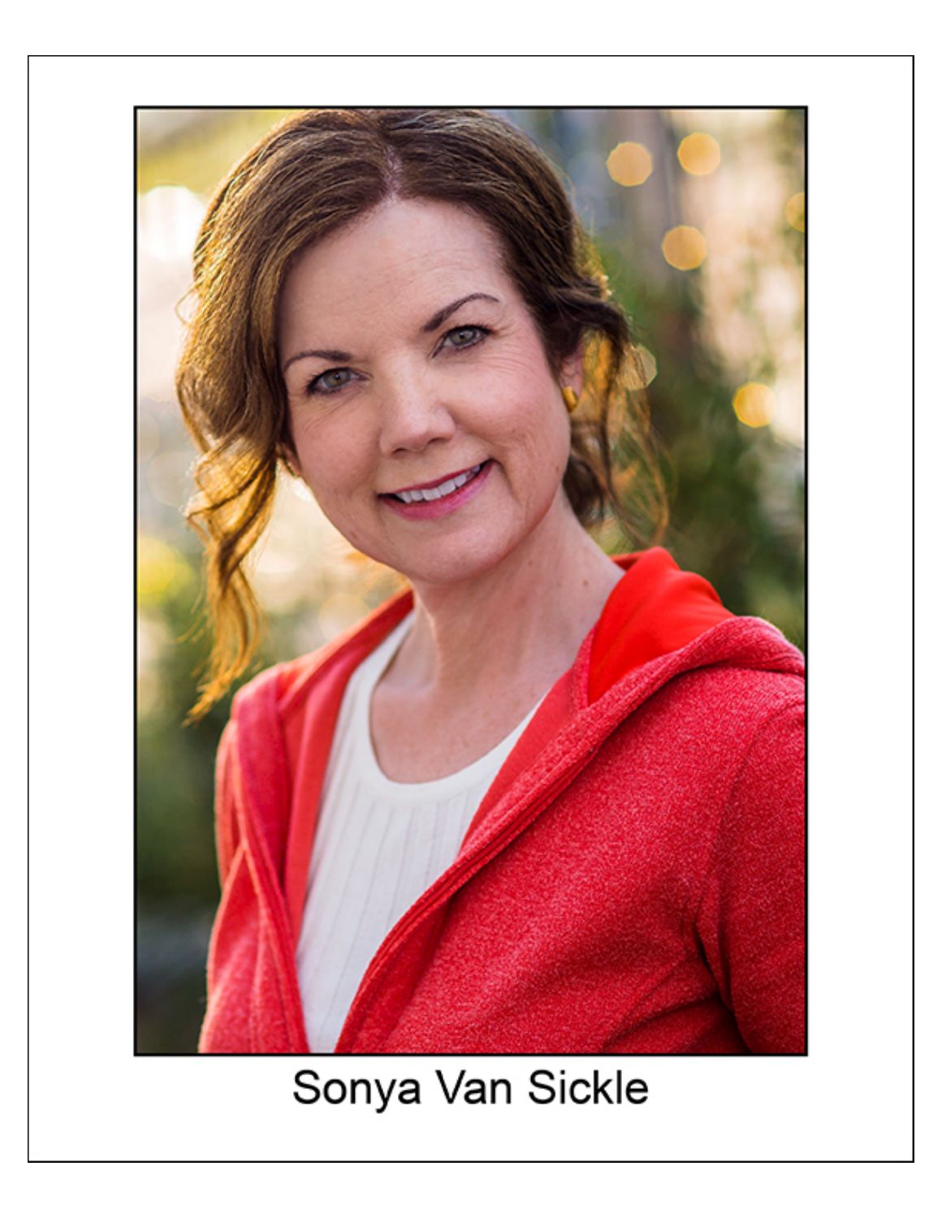Sonya Van Sickle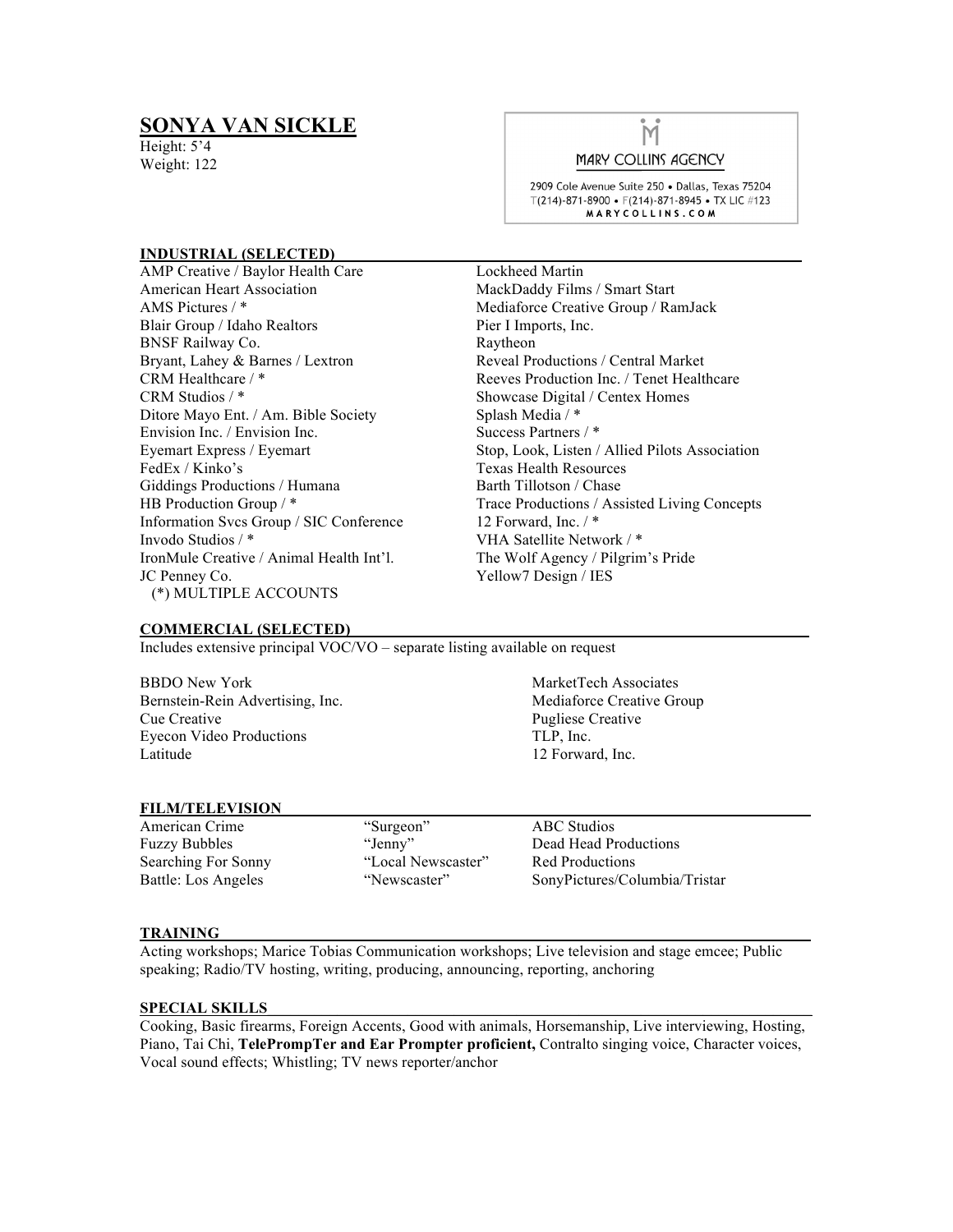# SONYA VAN SICKLE

Height: 5'4
Weight: 122

MARY COLLINS AGENCY
2909 Cole Avenue Suite 250 • Dallas, Texas 75204
T(214)-871-8900 • F(214)-871-8945 • TX LIC #123
MARYCOLLINS.COM

## INDUSTRIAL (SELECTED)

AMP Creative / Baylor Health Care
American Heart Association
AMS Pictures / *
Blair Group / Idaho Realtors
BNSF Railway Co.
Bryant, Lahey & Barnes / Lextron
CRM Healthcare / *
CRM Studios / *
Ditore Mayo Ent. / Am. Bible Society
Envision Inc. / Envision Inc.
Eyemart Express / Eyemart
FedEx / Kinko's
Giddings Productions / Humana
HB Production Group / *
Information Svcs Group / SIC Conference
Invodo Studios / *
IronMule Creative / Animal Health Int'l.
JC Penney Co.
Lockheed Martin
MackDaddy Films / Smart Start
Mediaforce Creative Group / RamJack
Pier I Imports, Inc.
Raytheon
Reveal Productions / Central Market
Reeves Production Inc. / Tenet Healthcare
Showcase Digital / Centex Homes
Splash Media / *
Success Partners / *
Stop, Look, Listen / Allied Pilots Association
Texas Health Resources
Barth Tillotson / Chase
Trace Productions / Assisted Living Concepts
12 Forward, Inc. / *
VHA Satellite Network / *
The Wolf Agency / Pilgrim's Pride
Yellow7 Design / IES

(*) MULTIPLE ACCOUNTS

## COMMERCIAL (SELECTED)

Includes extensive principal VOC/VO – separate listing available on request

BBDO New York
Bernstein-Rein Advertising, Inc.
Cue Creative
Eyecon Video Productions
Latitude
MarketTech Associates
Mediaforce Creative Group
Pugliese Creative
TLP, Inc.
12 Forward, Inc.

## FILM/TELEVISION

| | | |
|---|---|---|
| American Crime | "Surgeon" | ABC Studios |
| Fuzzy Bubbles | "Jenny" | Dead Head Productions |
| Searching For Sonny | "Local Newscaster" | Red Productions |
| Battle: Los Angeles | "Newscaster" | SonyPictures/Columbia/Tristar |

## TRAINING

Acting workshops; Marice Tobias Communication workshops; Live television and stage emcee; Public speaking; Radio/TV hosting, writing, producing, announcing, reporting, anchoring

## SPECIAL SKILLS

Cooking, Basic firearms, Foreign Accents, Good with animals, Horsemanship, Live interviewing, Hosting, Piano, Tai Chi, **TelePrompTer and Ear Prompter proficient,** Contralto singing voice, Character voices, Vocal sound effects; Whistling; TV news reporter/anchor